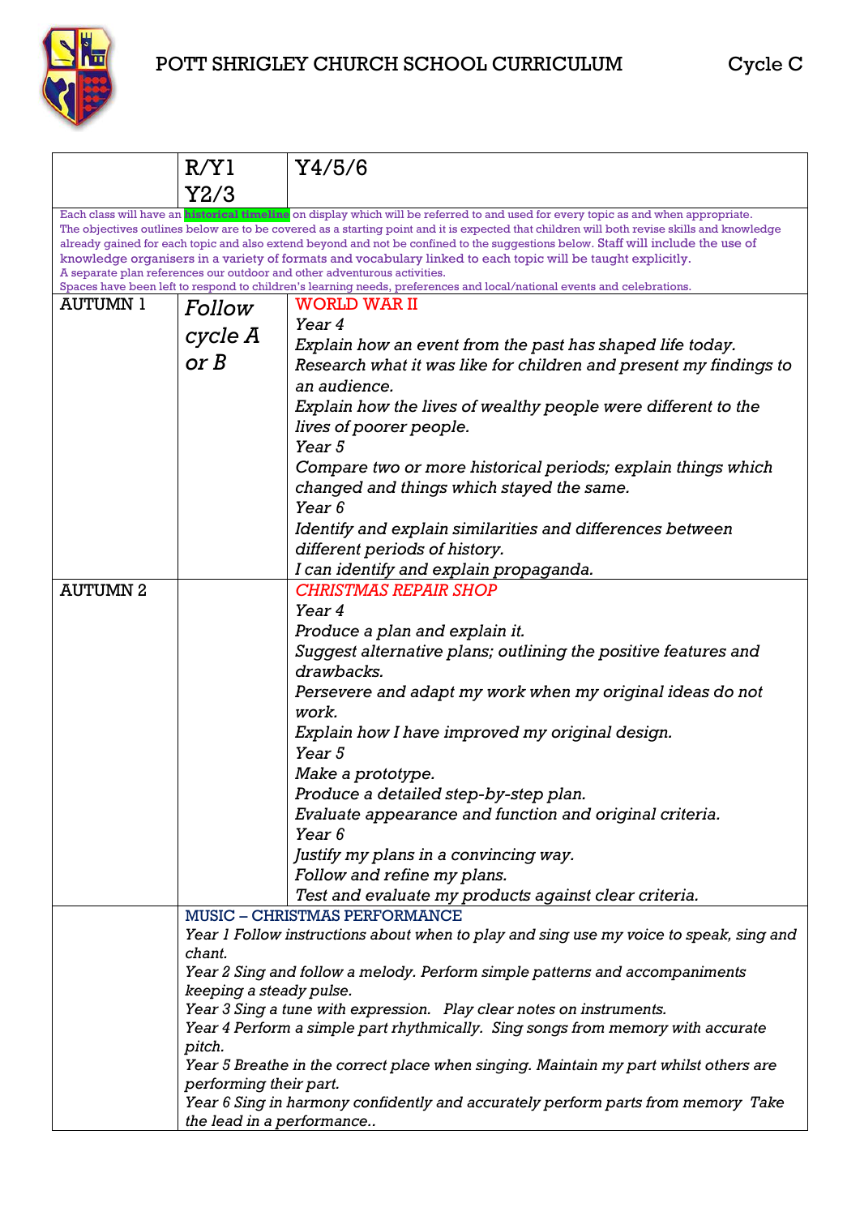# POTT SHRIGLEY CHURCH SCHOOL CURRICULUM

Cycle C

| | R/Y1 Y2/3 | Y4/5/6 |
|---|---|---|
| Each class will have an **historical timeline** on display which will be referred to and used for every topic as and when appropriate. The objectives outlines below are to be covered as a starting point and it is expected that children will both revise skills and knowledge already gained for each topic and also extend beyond and not be confined to the suggestions below. Staff will include the use of knowledge organisers in a variety of formats and vocabulary linked to each topic will be taught explicitly. A separate plan references our outdoor and other adventurous activities. Spaces have been left to respond to children's learning needs, preferences and local/national events and celebrations. | | |
| AUTUMN 1 | *Follow cycle A or B* | WORLD WAR II<br>*Year 4*<br>*Explain how an event from the past has shaped life today.*<br>*Research what it was like for children and present my findings to an audience.*<br>*Explain how the lives of wealthy people were different to the lives of poorer people.*<br>*Year 5*<br>*Compare two or more historical periods; explain things which changed and things which stayed the same.*<br>*Year 6*<br>*Identify and explain similarities and differences between different periods of history.*<br>*I can identify and explain propaganda.* |
| AUTUMN 2 | | *CHRISTMAS REPAIR SHOP*<br>*Year 4*<br>*Produce a plan and explain it.*<br>*Suggest alternative plans; outlining the positive features and drawbacks.*<br>*Persevere and adapt my work when my original ideas do not work.*<br>*Explain how I have improved my original design.*<br>*Year 5*<br>*Make a prototype.*<br>*Produce a detailed step-by-step plan.*<br>*Evaluate appearance and function and original criteria.*<br>*Year 6*<br>*Justify my plans in a convincing way.*<br>*Follow and refine my plans.*<br>*Test and evaluate my products against clear criteria.* |
| | MUSIC – CHRISTMAS PERFORMANCE<br>*Year 1 Follow instructions about when to play and sing use my voice to speak, sing and chant.*<br>*Year 2 Sing and follow a melody. Perform simple patterns and accompaniments keeping a steady pulse.*<br>*Year 3 Sing a tune with expression. Play clear notes on instruments.*<br>*Year 4 Perform a simple part rhythmically. Sing songs from memory with accurate pitch.*<br>*Year 5 Breathe in the correct place when singing. Maintain my part whilst others are performing their part.*<br>*Year 6 Sing in harmony confidently and accurately perform parts from memory Take the lead in a performance..* | |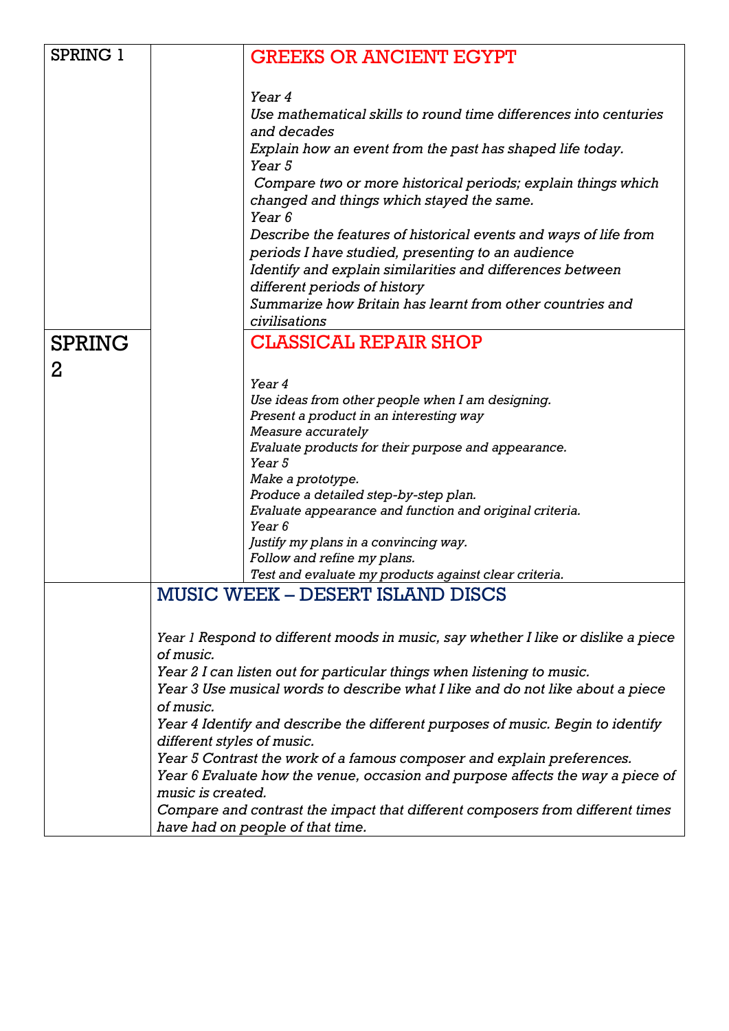| | | |
|---|---|---|
| SPRING 1 | | GREEKS OR ANCIENT EGYPT<br><br>*Year 4*<br>*Use mathematical skills to round time differences into centuries and decades*<br>*Explain how an event from the past has shaped life today.*<br>*Year 5*<br>*Compare two or more historical periods; explain things which changed and things which stayed the same.*<br>*Year 6*<br>*Describe the features of historical events and ways of life from periods I have studied, presenting to an audience*<br>*Identify and explain similarities and differences between different periods of history*<br>*Summarize how Britain has learnt from other countries and civilisations* |
| SPRING 2 | | CLASSICAL REPAIR SHOP<br><br>*Year 4*<br>*Use ideas from other people when I am designing.*<br>*Present a product in an interesting way*<br>*Measure accurately*<br>*Evaluate products for their purpose and appearance.*<br>*Year 5*<br>*Make a prototype.*<br>*Produce a detailed step-by-step plan.*<br>*Evaluate appearance and function and original criteria.*<br>*Year 6*<br>*Justify my plans in a convincing way.*<br>*Follow and refine my plans.*<br>*Test and evaluate my products against clear criteria.* |
| | MUSIC WEEK – DESERT ISLAND DISCS<br><br>*Year 1 Respond to different moods in music, say whether I like or dislike a piece of music.*<br>*Year 2 I can listen out for particular things when listening to music.*<br>*Year 3 Use musical words to describe what I like and do not like about a piece of music.*<br>*Year 4 Identify and describe the different purposes of music. Begin to identify different styles of music.*<br>*Year 5 Contrast the work of a famous composer and explain preferences.*<br>*Year 6 Evaluate how the venue, occasion and purpose affects the way a piece of music is created.*<br>*Compare and contrast the impact that different composers from different times have had on people of that time.* | |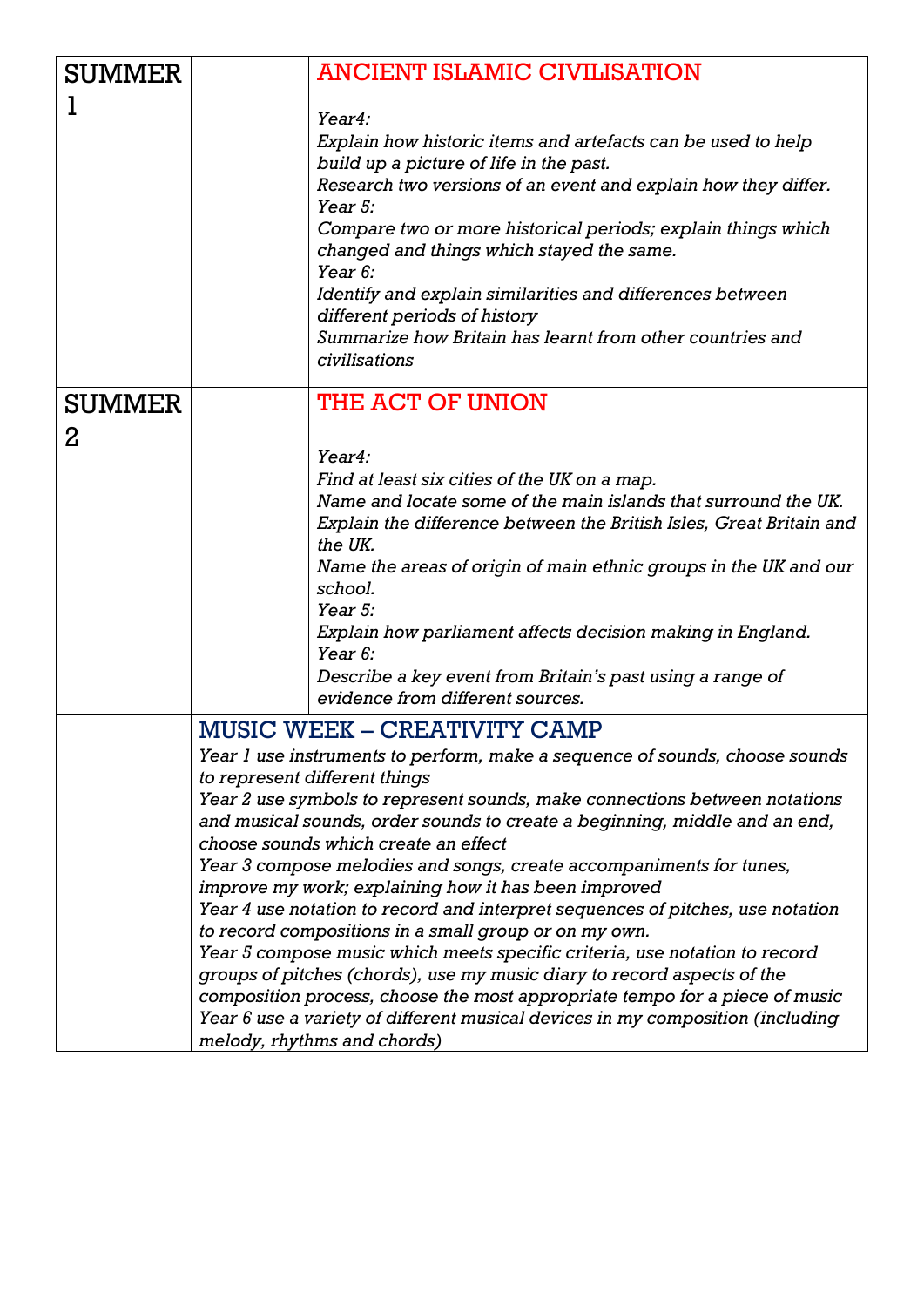| | | |
|---|---|---|
| SUMMER 1 | | ANCIENT ISLAMIC CIVILISATION<br><br>*Year4:*<br>*Explain how historic items and artefacts can be used to help build up a picture of life in the past.*<br>*Research two versions of an event and explain how they differ.*<br>*Year 5:*<br>*Compare two or more historical periods; explain things which changed and things which stayed the same.*<br>*Year 6:*<br>*Identify and explain similarities and differences between different periods of history*<br>*Summarize how Britain has learnt from other countries and civilisations* |
| SUMMER 2 | | THE ACT OF UNION<br><br>*Year4:*<br>*Find at least six cities of the UK on a map.*<br>*Name and locate some of the main islands that surround the UK.*<br>*Explain the difference between the British Isles, Great Britain and the UK.*<br>*Name the areas of origin of main ethnic groups in the UK and our school.*<br>*Year 5:*<br>*Explain how parliament affects decision making in England.*<br>*Year 6:*<br>*Describe a key event from Britain's past using a range of evidence from different sources.* |
| | MUSIC WEEK – CREATIVITY CAMP<br>*Year 1 use instruments to perform, make a sequence of sounds, choose sounds to represent different things*<br>*Year 2 use symbols to represent sounds, make connections between notations and musical sounds, order sounds to create a beginning, middle and an end, choose sounds which create an effect*<br>*Year 3 compose melodies and songs, create accompaniments for tunes, improve my work; explaining how it has been improved*<br>*Year 4 use notation to record and interpret sequences of pitches, use notation to record compositions in a small group or on my own.*<br>*Year 5 compose music which meets specific criteria, use notation to record groups of pitches (chords), use my music diary to record aspects of the composition process, choose the most appropriate tempo for a piece of music*<br>*Year 6 use a variety of different musical devices in my composition (including melody, rhythms and chords)* | |